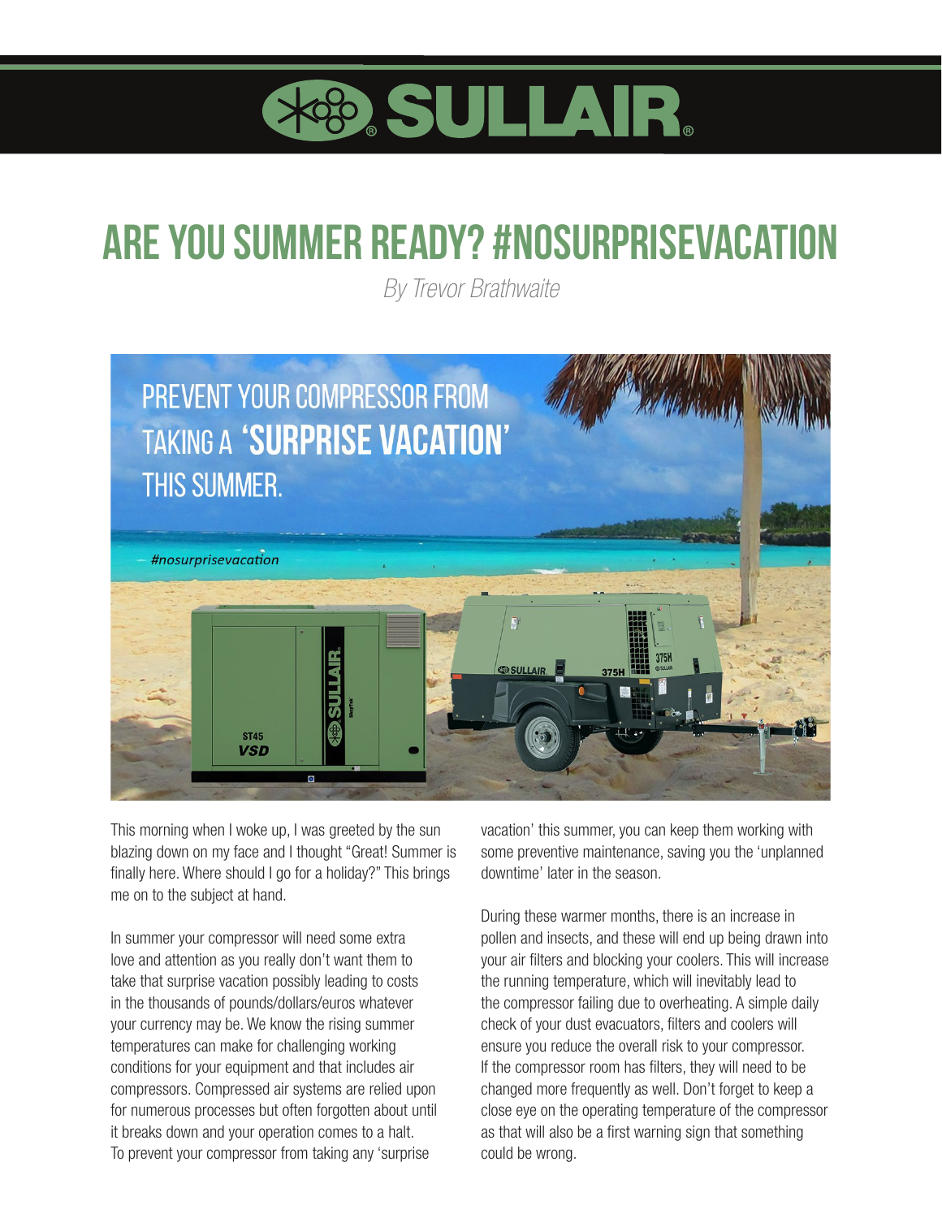# ARE YOU SUMMER READY? #NOSURPRISEVACATION

*By Trevor Brathwaite*

This morning when I woke up, I was greeted by the sun blazing down on my face and I thought "Great! Summer is finally here. Where should I go for a holiday?" This brings me on to the subject at hand.

In summer your compressor will need some extra love and attention as you really don't want them to take that surprise vacation possibly leading to costs in the thousands of pounds/dollars/euros whatever your currency may be. We know the rising summer temperatures can make for challenging working conditions for your equipment and that includes air compressors. Compressed air systems are relied upon for numerous processes but often forgotten about until it breaks down and your operation comes to a halt. To prevent your compressor from taking any 'surprise vacation' this summer, you can keep them working with some preventive maintenance, saving you the 'unplanned downtime' later in the season.

During these warmer months, there is an increase in pollen and insects, and these will end up being drawn into your air filters and blocking your coolers. This will increase the running temperature, which will inevitably lead to the compressor failing due to overheating. A simple daily check of your dust evacuators, filters and coolers will ensure you reduce the overall risk to your compressor. If the compressor room has filters, they will need to be changed more frequently as well. Don't forget to keep a close eye on the operating temperature of the compressor as that will also be a first warning sign that something could be wrong.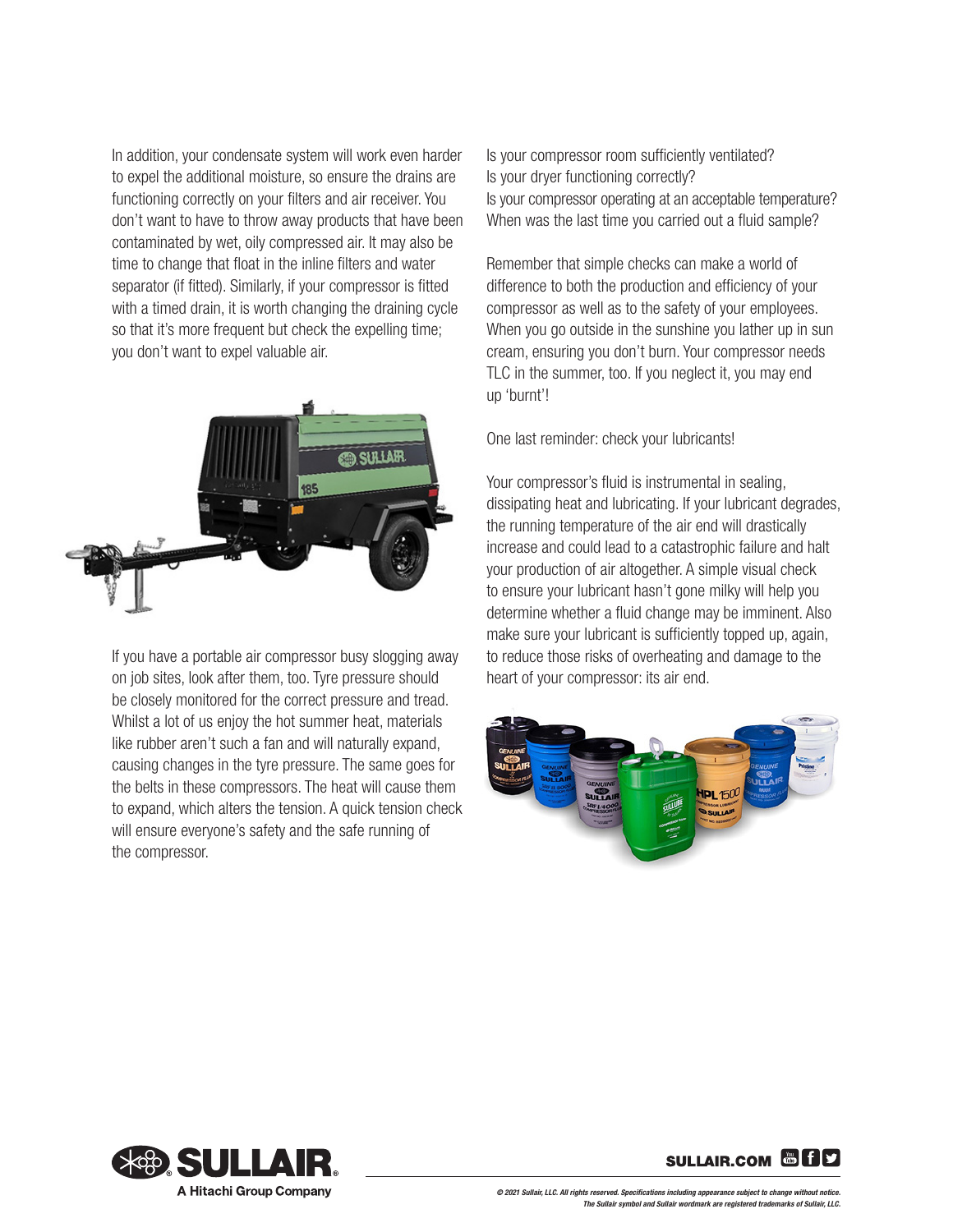In addition, your condensate system will work even harder to expel the additional moisture, so ensure the drains are functioning correctly on your filters and air receiver. You don't want to have to throw away products that have been contaminated by wet, oily compressed air. It may also be time to change that float in the inline filters and water separator (if fitted). Similarly, if your compressor is fitted with a timed drain, it is worth changing the draining cycle so that it's more frequent but check the expelling time; you don't want to expel valuable air.

If you have a portable air compressor busy slogging away on job sites, look after them, too. Tyre pressure should be closely monitored for the correct pressure and tread. Whilst a lot of us enjoy the hot summer heat, materials like rubber aren't such a fan and will naturally expand, causing changes in the tyre pressure. The same goes for the belts in these compressors. The heat will cause them to expand, which alters the tension. A quick tension check will ensure everyone's safety and the safe running of the compressor.

Is your compressor room sufficiently ventilated?
Is your dryer functioning correctly?
Is your compressor operating at an acceptable temperature?
When was the last time you carried out a fluid sample?

Remember that simple checks can make a world of difference to both the production and efficiency of your compressor as well as to the safety of your employees. When you go outside in the sunshine you lather up in sun cream, ensuring you don't burn. Your compressor needs TLC in the summer, too. If you neglect it, you may end up 'burnt'!

One last reminder: check your lubricants!

Your compressor's fluid is instrumental in sealing, dissipating heat and lubricating. If your lubricant degrades, the running temperature of the air end will drastically increase and could lead to a catastrophic failure and halt your production of air altogether. A simple visual check to ensure your lubricant hasn't gone milky will help you determine whether a fluid change may be imminent. Also make sure your lubricant is sufficiently topped up, again, to reduce those risks of overheating and damage to the heart of your compressor: its air end.

SULLAIR
A Hitachi Group Company

SULLAIR.COM

*© 2021 Sullair, LLC. All rights reserved. Specifications including appearance subject to change without notice.*
*The Sullair symbol and Sullair wordmark are registered trademarks of Sullair, LLC.*